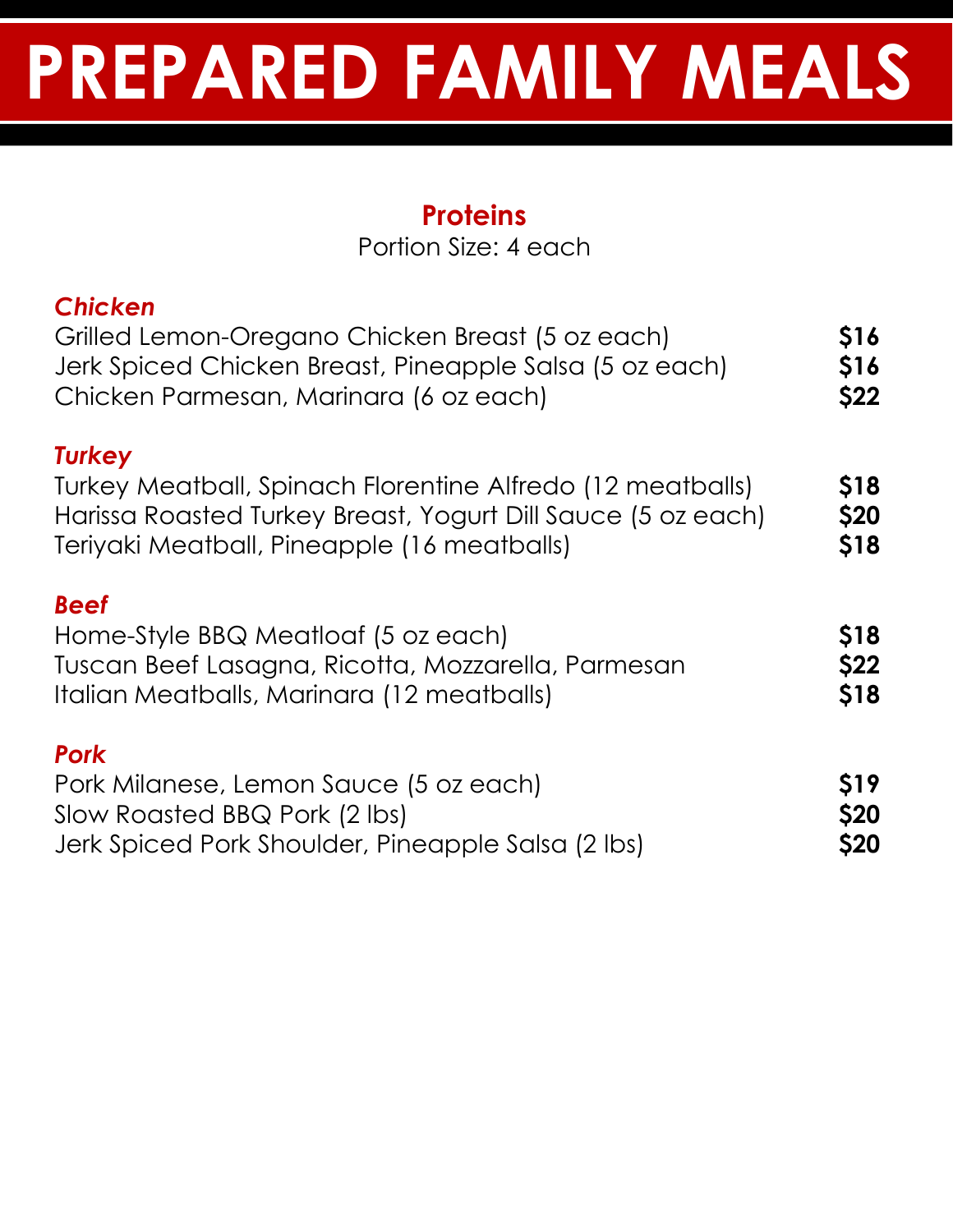# PREPARED FAMILY MEALS

## Proteins

Portion Size: 4 each

### *Chicken*

| Item | Price |
|---|---|
| Grilled Lemon-Oregano Chicken Breast (5 oz each) | **$16** |
| Jerk Spiced Chicken Breast, Pineapple Salsa (5 oz each) | **$16** |
| Chicken Parmesan, Marinara (6 oz each) | **$22** |

### *Turkey*

| Item | Price |
|---|---|
| Turkey Meatball, Spinach Florentine Alfredo (12 meatballs) | **$18** |
| Harissa Roasted Turkey Breast, Yogurt Dill Sauce (5 oz each) | **$20** |
| Teriyaki Meatball, Pineapple (16 meatballs) | **$18** |

### *Beef*

| Item | Price |
|---|---|
| Home-Style BBQ Meatloaf (5 oz each) | **$18** |
| Tuscan Beef Lasagna, Ricotta, Mozzarella, Parmesan | **$22** |
| Italian Meatballs, Marinara (12 meatballs) | **$18** |

### *Pork*

| Item | Price |
|---|---|
| Pork Milanese, Lemon Sauce (5 oz each) | **$19** |
| Slow Roasted BBQ Pork (2 lbs) | **$20** |
| Jerk Spiced Pork Shoulder, Pineapple Salsa (2 lbs) | **$20** |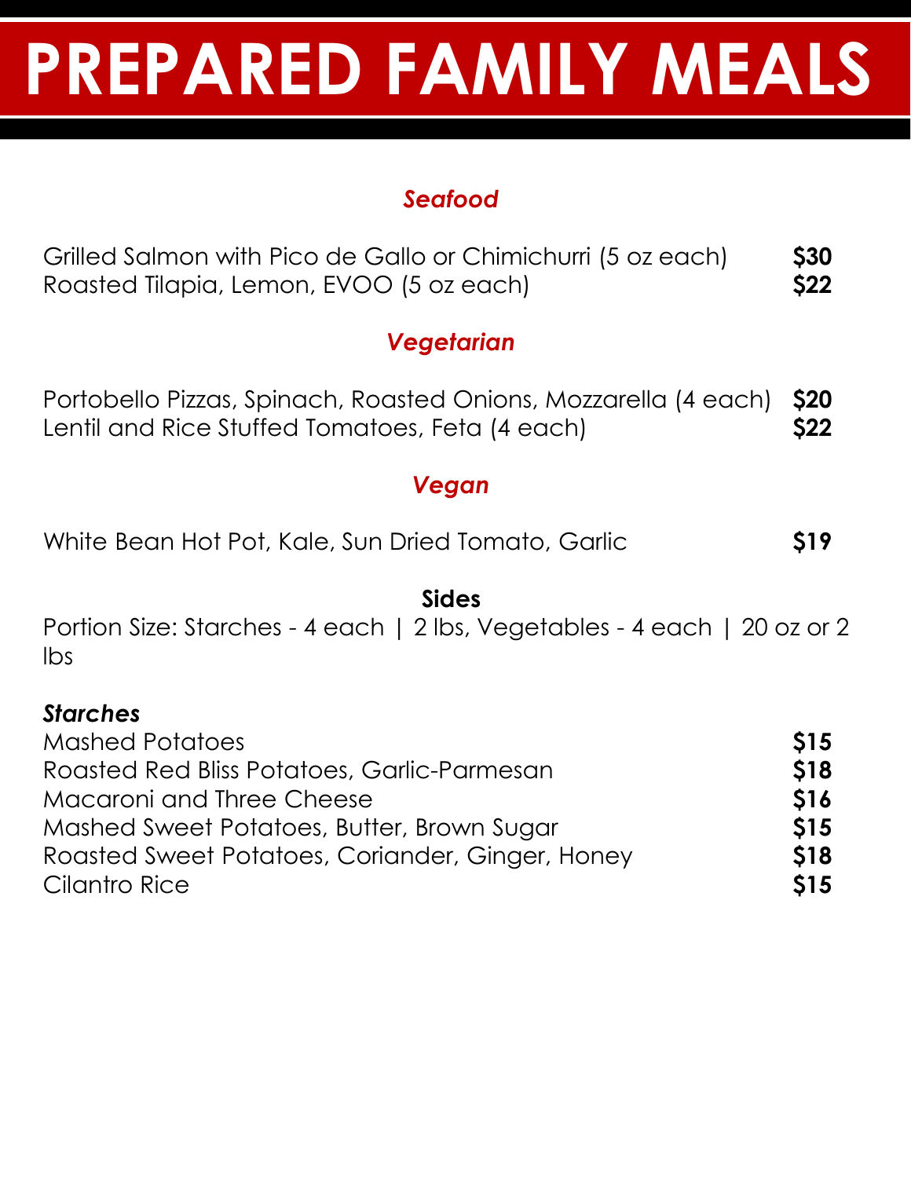# PREPARED FAMILY MEALS

### *Seafood*

| | |
|---|---|
| Grilled Salmon with Pico de Gallo or Chimichurri (5 oz each) | **$30** |
| Roasted Tilapia, Lemon, EVOO (5 oz each) | **$22** |

### *Vegetarian*

| | |
|---|---|
| Portobello Pizzas, Spinach, Roasted Onions, Mozzarella (4 each) | **$20** |
| Lentil and Rice Stuffed Tomatoes, Feta (4 each) | **$22** |

### *Vegan*

| | |
|---|---|
| White Bean Hot Pot, Kale, Sun Dried Tomato, Garlic | **$19** |

### Sides

Portion Size: Starches - 4 each | 2 lbs, Vegetables - 4 each | 20 oz or 2 lbs

***Starches***

| | |
|---|---|
| Mashed Potatoes | **$15** |
| Roasted Red Bliss Potatoes, Garlic-Parmesan | **$18** |
| Macaroni and Three Cheese | **$16** |
| Mashed Sweet Potatoes, Butter, Brown Sugar | **$15** |
| Roasted Sweet Potatoes, Coriander, Ginger, Honey | **$18** |
| Cilantro Rice | **$15** |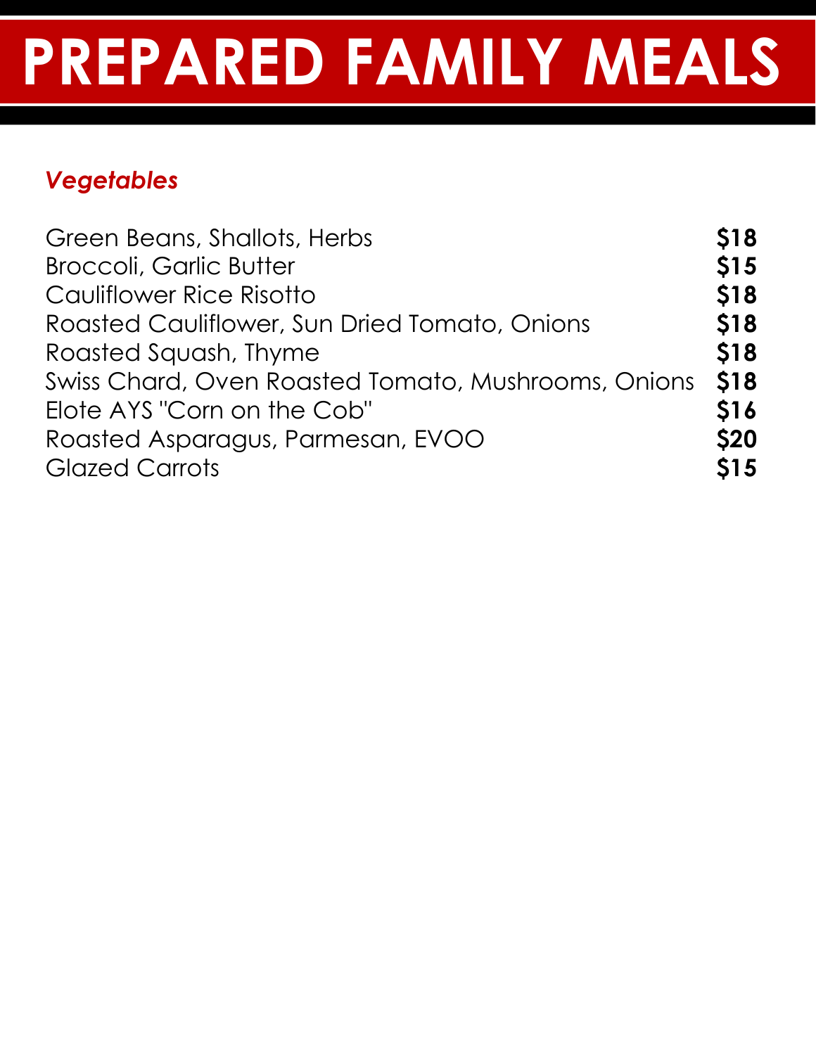# PREPARED FAMILY MEALS

## *Vegetables*

| | |
|---|---|
| Green Beans, Shallots, Herbs | **$18** |
| Broccoli, Garlic Butter | **$15** |
| Cauliflower Rice Risotto | **$18** |
| Roasted Cauliflower, Sun Dried Tomato, Onions | **$18** |
| Roasted Squash, Thyme | **$18** |
| Swiss Chard, Oven Roasted Tomato, Mushrooms, Onions | **$18** |
| Elote AYS "Corn on the Cob" | **$16** |
| Roasted Asparagus, Parmesan, EVOO | **$20** |
| Glazed Carrots | **$15** |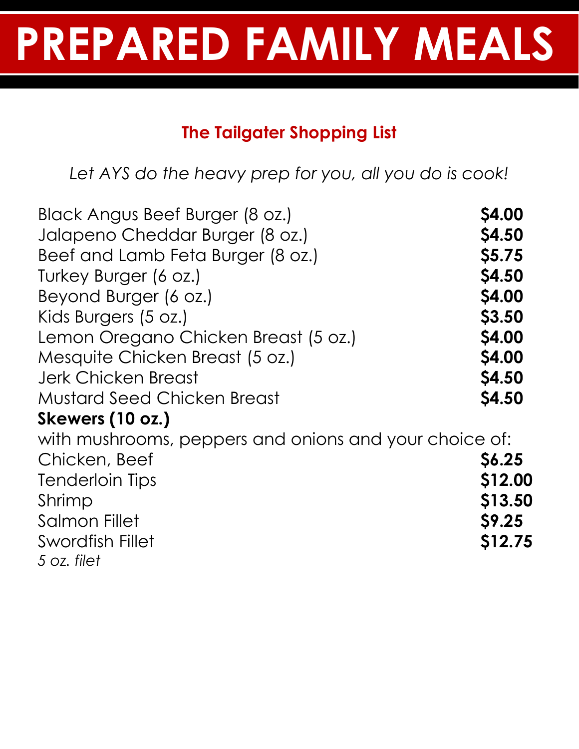# PREPARED FAMILY MEALS

## The Tailgater Shopping List

*Let AYS do the heavy prep for you, all you do is cook!*

| | |
|---|---|
| Black Angus Beef Burger (8 oz.) | **$4.00** |
| Jalapeno Cheddar Burger (8 oz.) | **$4.50** |
| Beef and Lamb Feta Burger (8 oz.) | **$5.75** |
| Turkey Burger (6 oz.) | **$4.50** |
| Beyond Burger (6 oz.) | **$4.00** |
| Kids Burgers (5 oz.) | **$3.50** |
| Lemon Oregano Chicken Breast (5 oz.) | **$4.00** |
| Mesquite Chicken Breast (5 oz.) | **$4.00** |
| Jerk Chicken Breast | **$4.50** |
| Mustard Seed Chicken Breast | **$4.50** |

**Skewers (10 oz.)**

with mushrooms, peppers and onions and your choice of:

| | |
|---|---|
| Chicken, Beef | **$6.25** |
| Tenderloin Tips | **$12.00** |
| Shrimp | **$13.50** |
| Salmon Fillet | **$9.25** |
| Swordfish Fillet | **$12.75** |

*5 oz. filet*